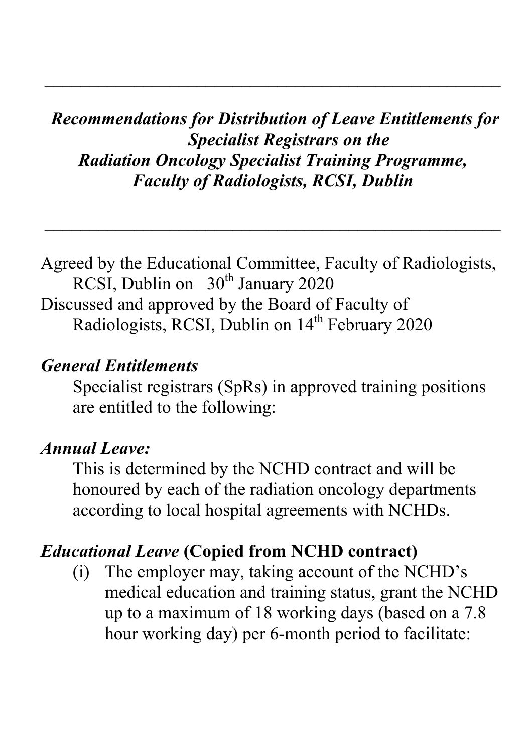---

***Recommendations for Distribution of Leave Entitlements for Specialist Registrars on the Radiation Oncology Specialist Training Programme, Faculty of Radiologists, RCSI, Dublin***

---

Agreed by the Educational Committee, Faculty of Radiologists, RCSI, Dublin on 30th January 2020
Discussed and approved by the Board of Faculty of Radiologists, RCSI, Dublin on 14th February 2020

***General Entitlements***

Specialist registrars (SpRs) in approved training positions are entitled to the following:

***Annual Leave:***

This is determined by the NCHD contract and will be honoured by each of the radiation oncology departments according to local hospital agreements with NCHDs.

***Educational Leave* (Copied from NCHD contract)**

(i) The employer may, taking account of the NCHD's medical education and training status, grant the NCHD up to a maximum of 18 working days (based on a 7.8 hour working day) per 6-month period to facilitate: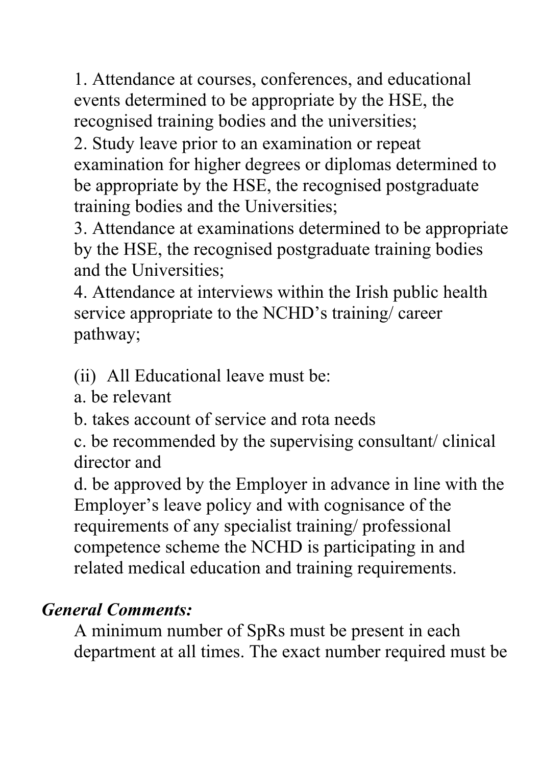1. Attendance at courses, conferences, and educational events determined to be appropriate by the HSE, the recognised training bodies and the universities;
2. Study leave prior to an examination or repeat examination for higher degrees or diplomas determined to be appropriate by the HSE, the recognised postgraduate training bodies and the Universities;
3. Attendance at examinations determined to be appropriate by the HSE, the recognised postgraduate training bodies and the Universities;
4. Attendance at interviews within the Irish public health service appropriate to the NCHD's training/ career pathway;

(ii) All Educational leave must be:

a. be relevant

b. takes account of service and rota needs

c. be recommended by the supervising consultant/ clinical director and

d. be approved by the Employer in advance in line with the Employer's leave policy and with cognisance of the requirements of any specialist training/ professional competence scheme the NCHD is participating in and related medical education and training requirements.

***General Comments:***

A minimum number of SpRs must be present in each department at all times. The exact number required must be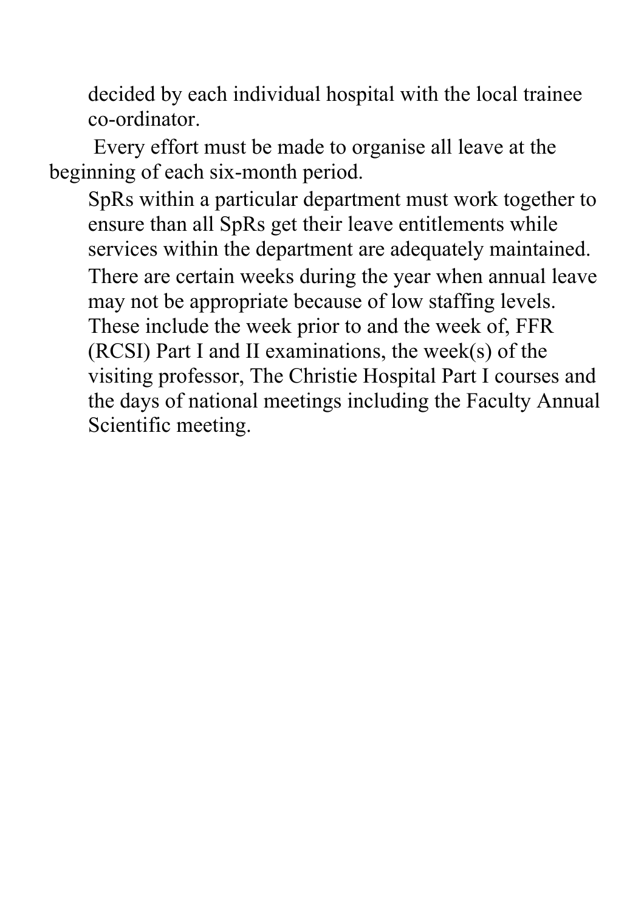decided by each individual hospital with the local trainee co-ordinator.

Every effort must be made to organise all leave at the beginning of each six-month period.

SpRs within a particular department must work together to ensure than all SpRs get their leave entitlements while services within the department are adequately maintained.

There are certain weeks during the year when annual leave may not be appropriate because of low staffing levels. These include the week prior to and the week of, FFR (RCSI) Part I and II examinations, the week(s) of the visiting professor, The Christie Hospital Part I courses and the days of national meetings including the Faculty Annual Scientific meeting.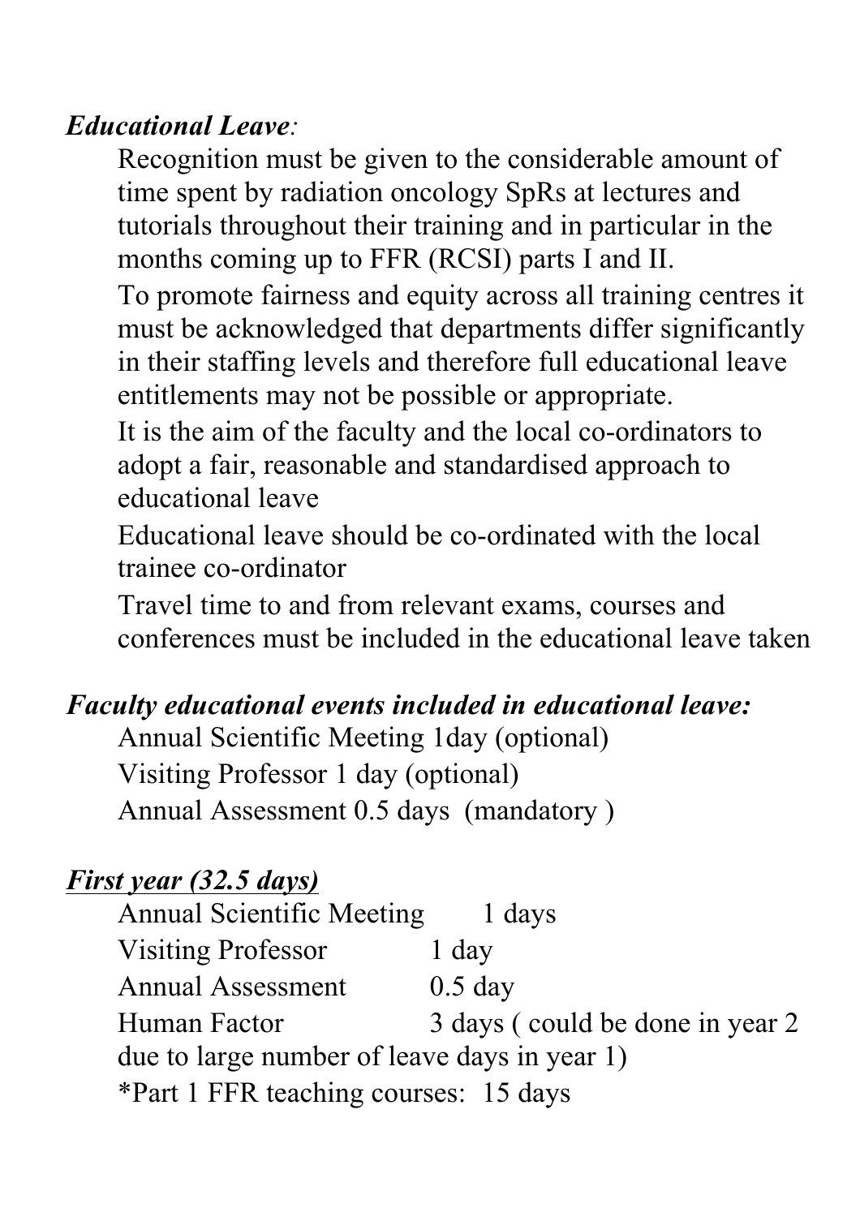***Educational Leave**:*

Recognition must be given to the considerable amount of time spent by radiation oncology SpRs at lectures and tutorials throughout their training and in particular in the months coming up to FFR (RCSI) parts I and II.

To promote fairness and equity across all training centres it must be acknowledged that departments differ significantly in their staffing levels and therefore full educational leave entitlements may not be possible or appropriate.

It is the aim of the faculty and the local co-ordinators to adopt a fair, reasonable and standardised approach to educational leave

Educational leave should be co-ordinated with the local trainee co-ordinator

Travel time to and from relevant exams, courses and conferences must be included in the educational leave taken

***Faculty educational events included in educational leave:***

Annual Scientific Meeting 1day (optional)

Visiting Professor 1 day (optional)

Annual Assessment 0.5 days (mandatory )

***<u>First year (32.5 days)</u>***

Annual Scientific Meeting 1 days

Visiting Professor 1 day

Annual Assessment 0.5 day

Human Factor 3 days ( could be done in year 2 due to large number of leave days in year 1)

*Part 1 FFR teaching courses: 15 days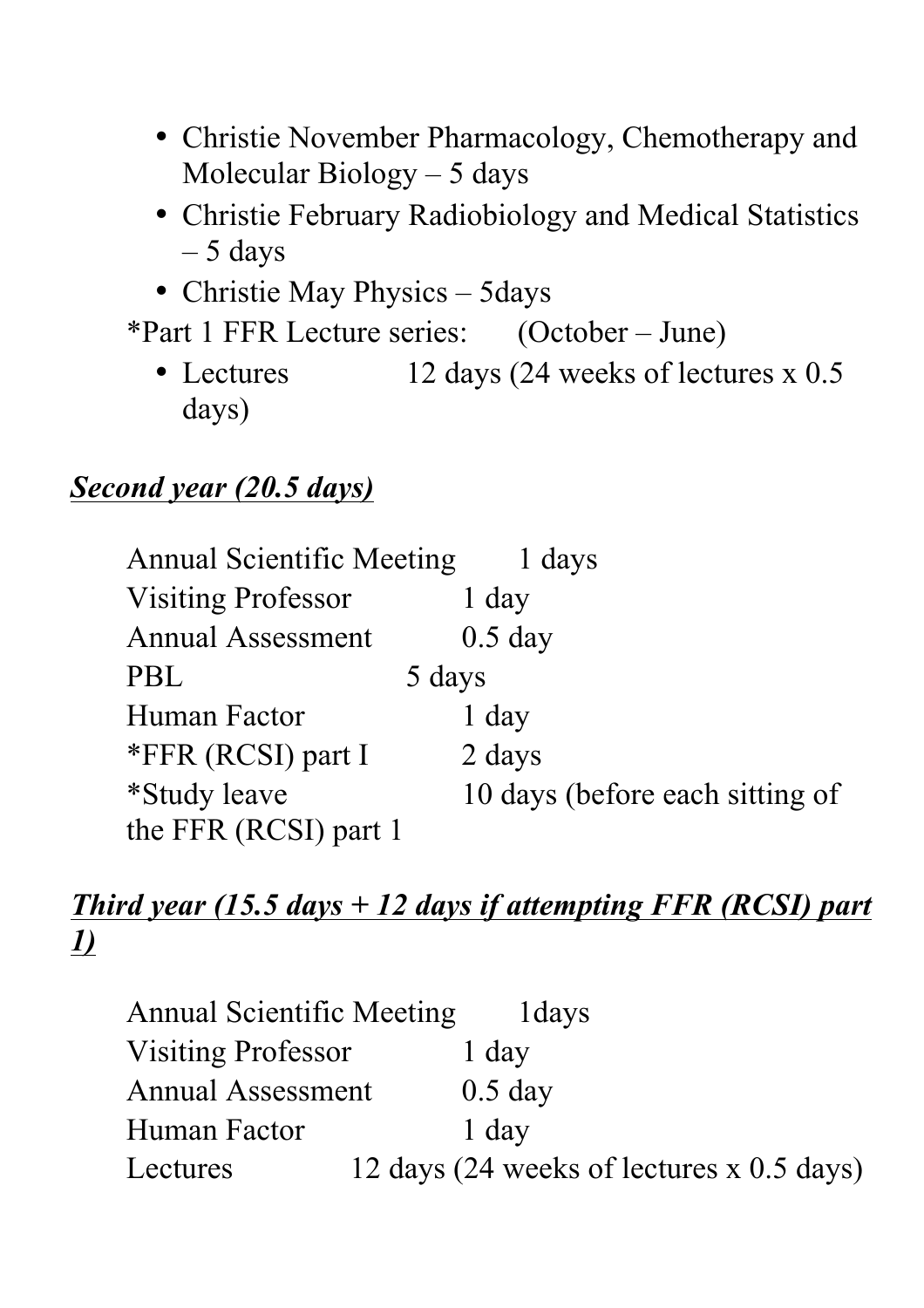- Christie November Pharmacology, Chemotherapy and Molecular Biology – 5 days
- Christie February Radiobiology and Medical Statistics – 5 days
- Christie May Physics – 5days

*Part 1 FFR Lecture series: (October – June)

- Lectures 12 days (24 weeks of lectures x 0.5 days)

***<u>Second year (20.5 days)</u>***

Annual Scientific Meeting 1 days
Visiting Professor 1 day
Annual Assessment 0.5 day
PBL 5 days
Human Factor 1 day
*FFR (RCSI) part I 2 days
*Study leave 10 days (before each sitting of the FFR (RCSI) part 1

***<u>Third year (15.5 days + 12 days if attempting FFR (RCSI) part 1)</u>***

Annual Scientific Meeting 1days
Visiting Professor 1 day
Annual Assessment 0.5 day
Human Factor 1 day
Lectures 12 days (24 weeks of lectures x 0.5 days)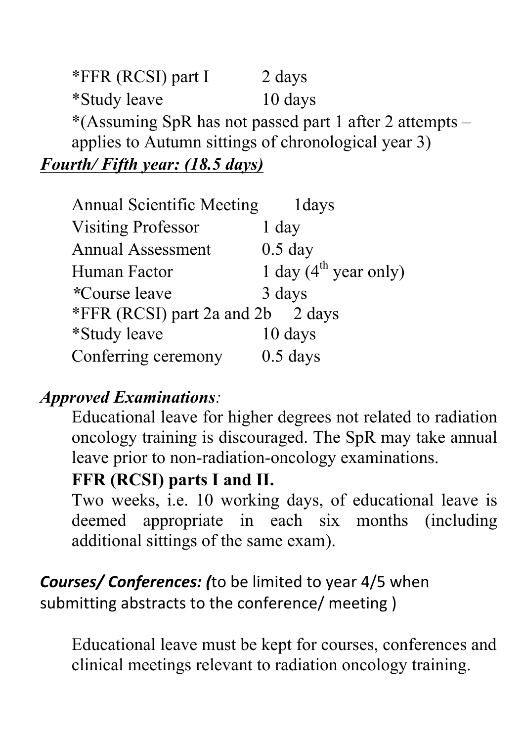*FFR (RCSI) part I 2 days

*Study leave 10 days

*(Assuming SpR has not passed part 1 after 2 attempts – applies to Autumn sittings of chronological year 3)

***Fourth/ Fifth year: (18.5 days)***

Annual Scientific Meeting 1days

Visiting Professor 1 day

Annual Assessment 0.5 day

Human Factor 1 day (4th year only)

*Course leave 3 days

*FFR (RCSI) part 2a and 2b 2 days

*Study leave 10 days

Conferring ceremony 0.5 days

***Approved Examinations**:*

Educational leave for higher degrees not related to radiation oncology training is discouraged. The SpR may take annual leave prior to non-radiation-oncology examinations.

**FFR (RCSI) parts I and II.**

Two weeks, i.e. 10 working days, of educational leave is deemed appropriate in each six months (including additional sittings of the same exam).

***Courses/ Conferences: (**to be limited to year 4/5 when submitting abstracts to the conference/ meeting )*

Educational leave must be kept for courses, conferences and clinical meetings relevant to radiation oncology training.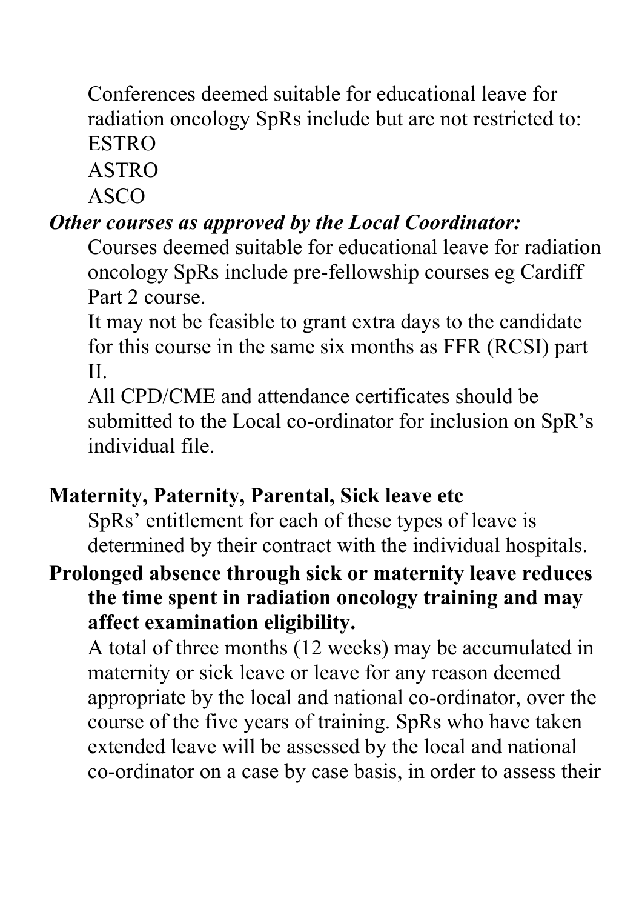Conferences deemed suitable for educational leave for radiation oncology SpRs include but are not restricted to:

ESTRO

ASTRO

ASCO

***Other courses as approved by the Local Coordinator:***

Courses deemed suitable for educational leave for radiation oncology SpRs include pre-fellowship courses eg Cardiff Part 2 course.

It may not be feasible to grant extra days to the candidate for this course in the same six months as FFR (RCSI) part II.

All CPD/CME and attendance certificates should be submitted to the Local co-ordinator for inclusion on SpR's individual file.

**Maternity, Paternity, Parental, Sick leave etc**

SpRs' entitlement for each of these types of leave is determined by their contract with the individual hospitals.

**Prolonged absence through sick or maternity leave reduces the time spent in radiation oncology training and may affect examination eligibility.**

A total of three months (12 weeks) may be accumulated in maternity or sick leave or leave for any reason deemed appropriate by the local and national co-ordinator, over the course of the five years of training. SpRs who have taken extended leave will be assessed by the local and national co-ordinator on a case by case basis, in order to assess their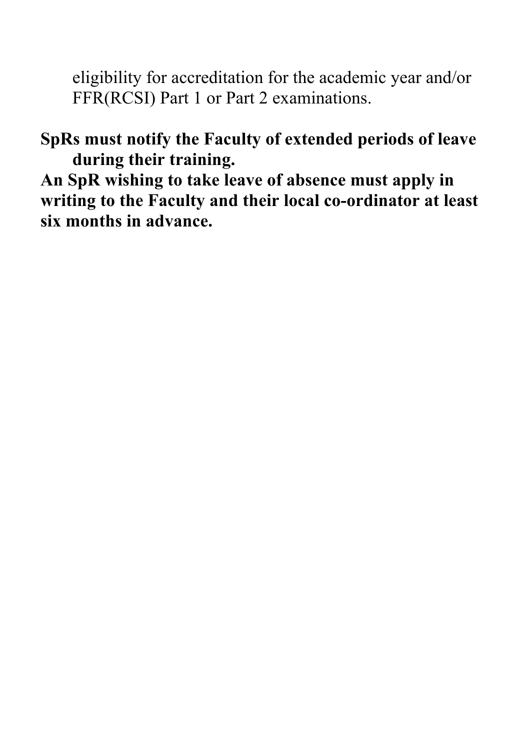eligibility for accreditation for the academic year and/or FFR(RCSI) Part 1 or Part 2 examinations.

**SpRs must notify the Faculty of extended periods of leave during their training.**

**An SpR wishing to take leave of absence must apply in writing to the Faculty and their local co-ordinator at least six months in advance.**